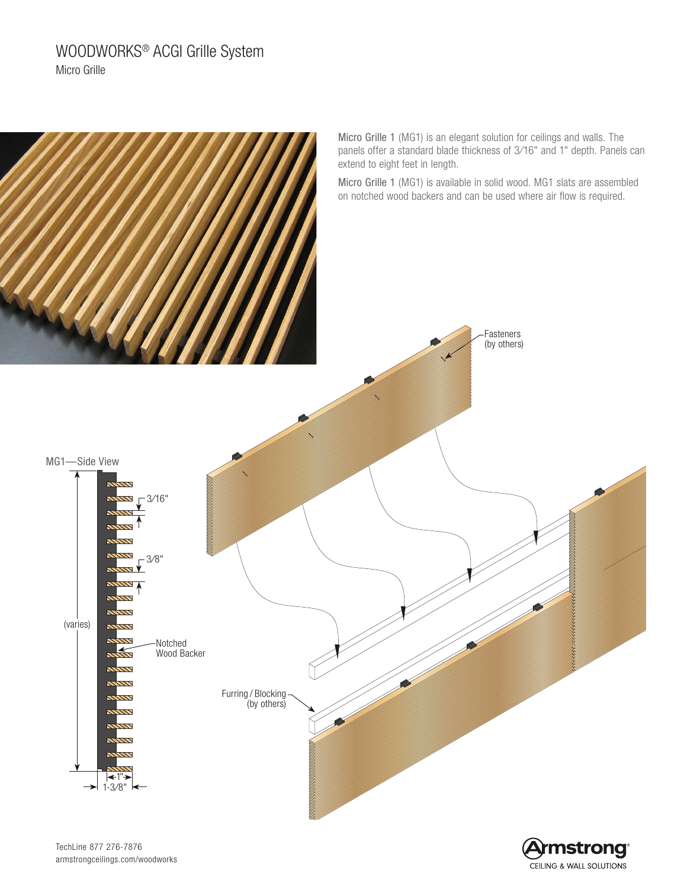# WOODWORKS® ACGI Grille System

Micro Grille

Micro Grille 1 (MG1) is an elegant solution for ceilings and walls. The panels offer a standard blade thickness of 3⁄16" and 1" depth. Panels can extend to eight feet in length.

Micro Grille 1 (MG1) is available in solid wood. MG1 slats are assembled on notched wood backers and can be used where air flow is required.

MG1—Side View

3⁄16"

3⁄8"

(varies)

Notched Wood Backer

1"

1-3⁄8"

Fasteners (by others)

Furring / Blocking (by others)

TechLine 877 276-7876
armstrongceilings.com/woodworks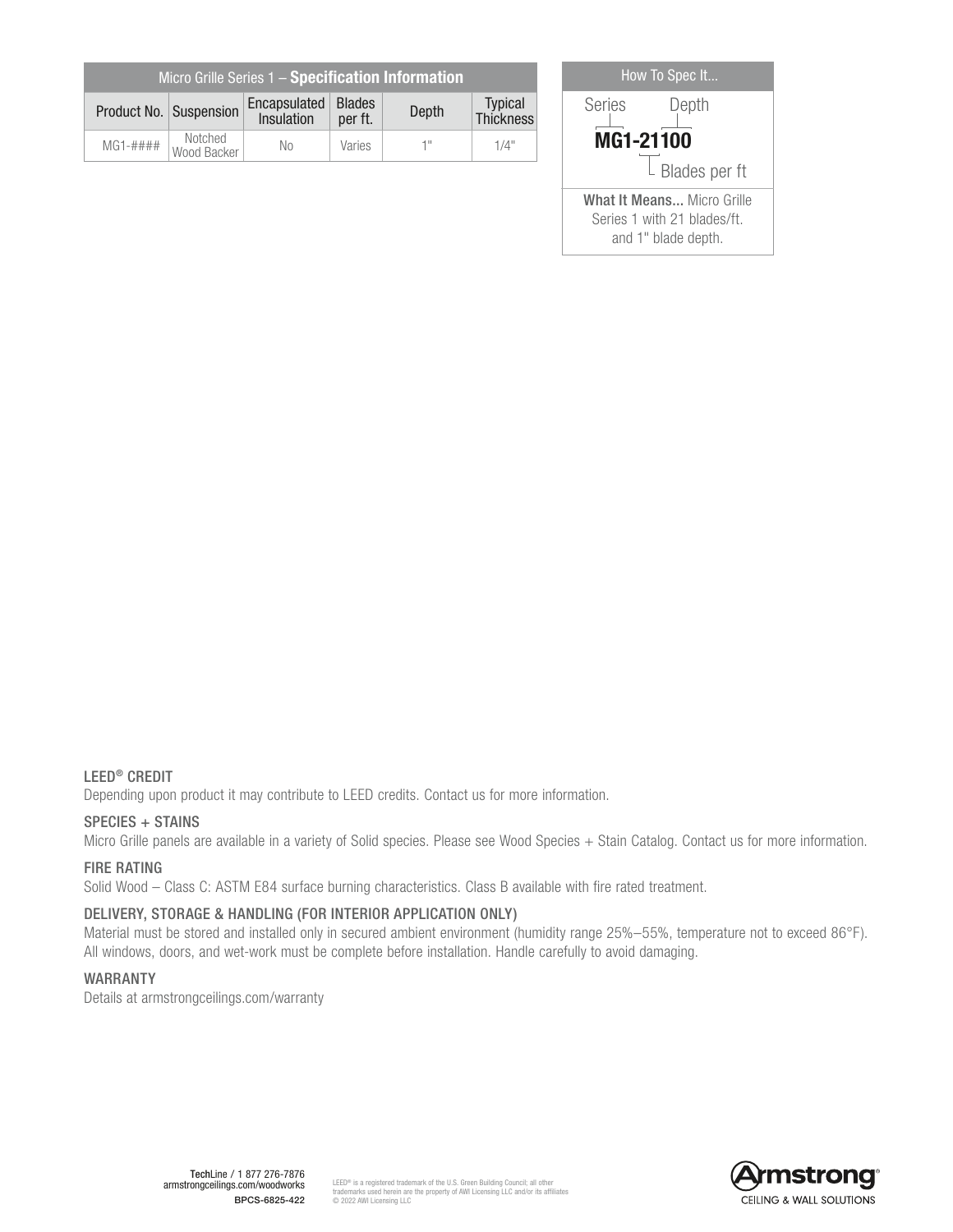| Micro Grille Series 1 – **Specification Information** | | | | | |
|---|---|---|---|---|---|
| Product No. | Suspension | Encapsulated Insulation | Blades per ft. | Depth | Typical Thickness |
| MG1-#### | Notched Wood Backer | No | Varies | 1" | 1/4" |

**How To Spec It...**

Series / Depth

**MG1-21100**

Blades per ft

**What It Means...** Micro Grille Series 1 with 21 blades/ft. and 1" blade depth.

LEED® CREDIT
Depending upon product it may contribute to LEED credits. Contact us for more information.

SPECIES + STAINS
Micro Grille panels are available in a variety of Solid species. Please see Wood Species + Stain Catalog. Contact us for more information.

FIRE RATING
Solid Wood – Class C: ASTM E84 surface burning characteristics. Class B available with fire rated treatment.

DELIVERY, STORAGE & HANDLING (FOR INTERIOR APPLICATION ONLY)
Material must be stored and installed only in secured ambient environment (humidity range 25%–55%, temperature not to exceed 86°F). All windows, doors, and wet-work must be complete before installation. Handle carefully to avoid damaging.

WARRANTY
Details at armstrongceilings.com/warranty

**Tech**Line / 1 877 276-7876
armstrongceilings.com/woodworks
BPCS-6825-422

LEED® is a registered trademark of the U.S. Green Building Council; all other trademarks used herein are the property of AWI Licensing LLC and/or its affiliates
© 2022 AWI Licensing LLC

Armstrong® CEILING & WALL SOLUTIONS